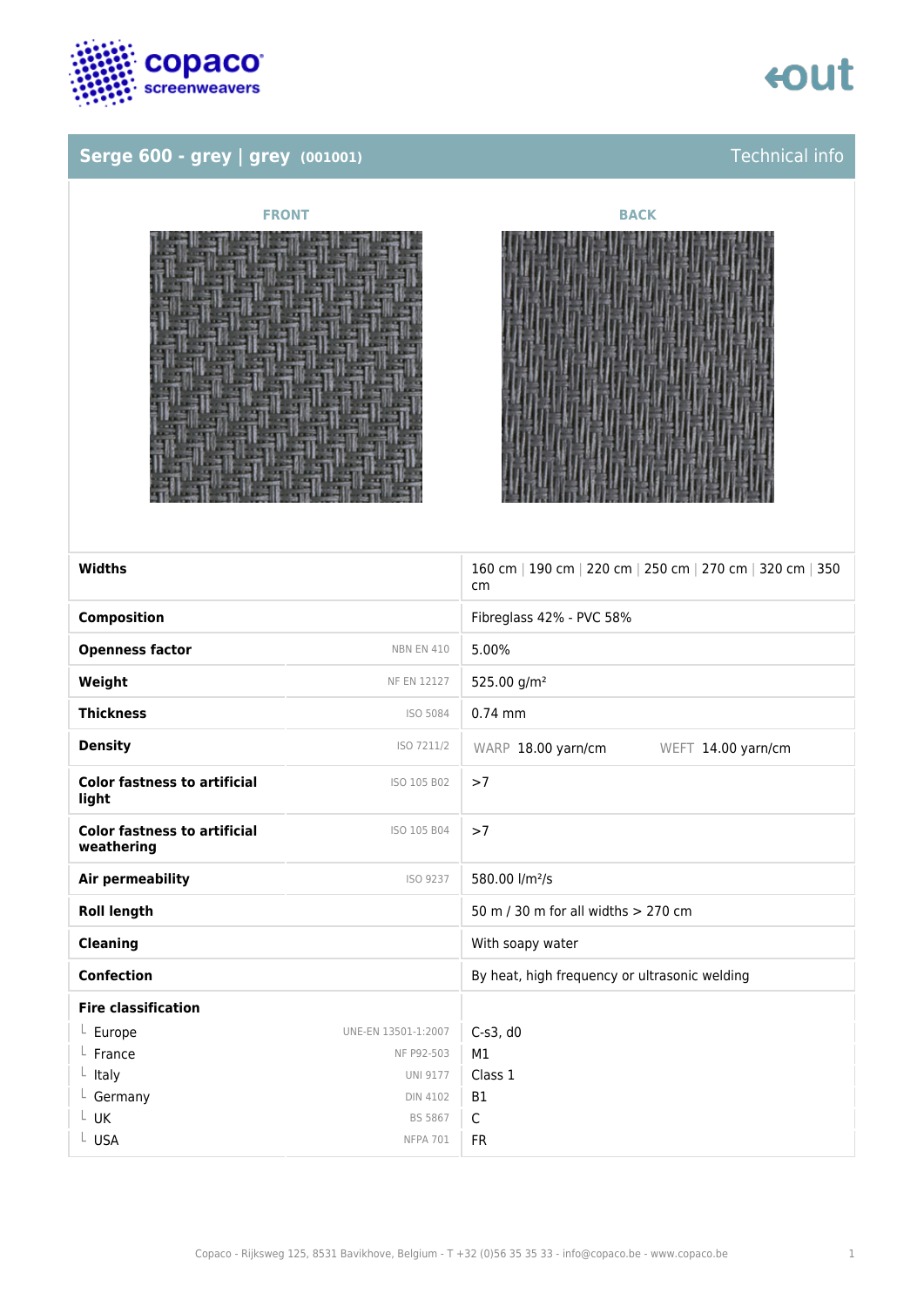# Serge 600 - grey | grey (001001)

Technical info

FRONT

BACK

| Property | Standard | Value |
|---|---|---|
| **Widths** | | 160 cm \| 190 cm \| 220 cm \| 250 cm \| 270 cm \| 320 cm \| 350 cm |
| **Composition** | | Fibreglass 42% - PVC 58% |
| **Openness factor** | NBN EN 410 | 5.00% |
| **Weight** | NF EN 12127 | 525.00 g/m² |
| **Thickness** | ISO 5084 | 0.74 mm |
| **Density** | ISO 7211/2 | WARP 18.00 yarn/cm WEFT 14.00 yarn/cm |
| **Color fastness to artificial light** | ISO 105 B02 | >7 |
| **Color fastness to artificial weathering** | ISO 105 B04 | >7 |
| **Air permeability** | ISO 9237 | 580.00 l/m²/s |
| **Roll length** | | 50 m / 30 m for all widths > 270 cm |
| **Cleaning** | | With soapy water |
| **Confection** | | By heat, high frequency or ultrasonic welding |
| **Fire classification** | | |
| └ Europe | UNE-EN 13501-1:2007 | C-s3, d0 |
| └ France | NF P92-503 | M1 |
| └ Italy | UNI 9177 | Class 1 |
| └ Germany | DIN 4102 | B1 |
| └ UK | BS 5867 | C |
| └ USA | NFPA 701 | FR |

Copaco - Rijksweg 125, 8531 Bavikhove, Belgium - T +32 (0)56 35 35 33 - info@copaco.be - www.copaco.be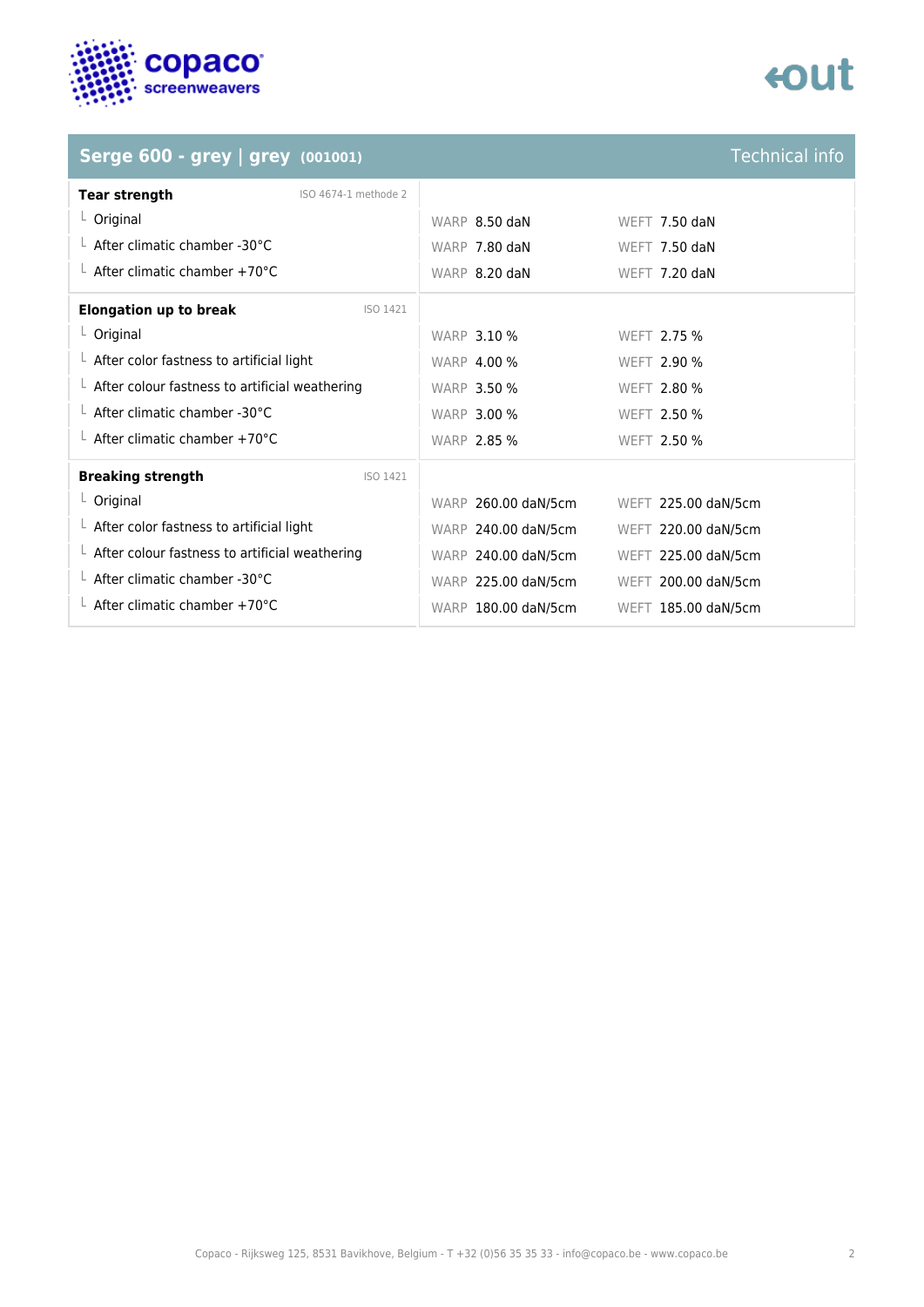## Serge 600 - grey | grey (001001)

Technical info

| Tear strength (ISO 4674-1 methode 2) | WARP | WEFT |
|---|---|---|
| Original | 8.50 daN | 7.50 daN |
| After climatic chamber -30°C | 7.80 daN | 7.50 daN |
| After climatic chamber +70°C | 8.20 daN | 7.20 daN |

| Elongation up to break (ISO 1421) | WARP | WEFT |
|---|---|---|
| Original | 3.10 % | 2.75 % |
| After color fastness to artificial light | 4.00 % | 2.90 % |
| After colour fastness to artificial weathering | 3.50 % | 2.80 % |
| After climatic chamber -30°C | 3.00 % | 2.50 % |
| After climatic chamber +70°C | 2.85 % | 2.50 % |

| Breaking strength (ISO 1421) | WARP | WEFT |
|---|---|---|
| Original | 260.00 daN/5cm | 225.00 daN/5cm |
| After color fastness to artificial light | 240.00 daN/5cm | 220.00 daN/5cm |
| After colour fastness to artificial weathering | 240.00 daN/5cm | 225.00 daN/5cm |
| After climatic chamber -30°C | 225.00 daN/5cm | 200.00 daN/5cm |
| After climatic chamber +70°C | 180.00 daN/5cm | 185.00 daN/5cm |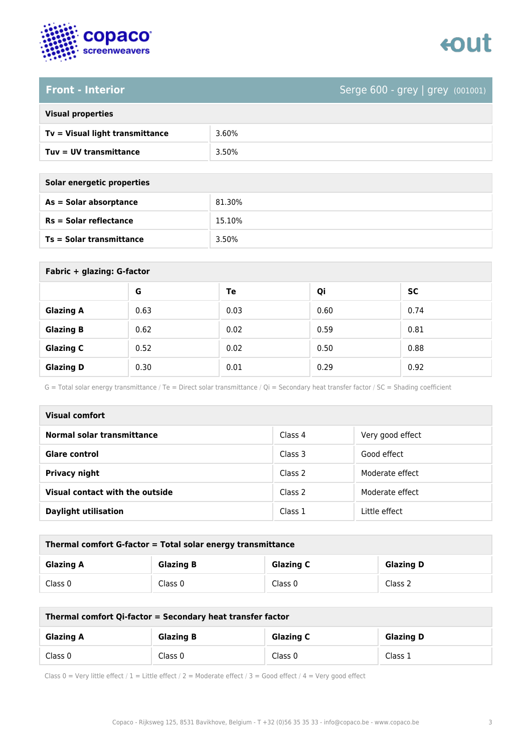## Front - Interior

Serge 600 - grey | grey (001001)

| Visual properties | |
|---|---|
| **Tv = Visual light transmittance** | 3.60% |
| **Tuv = UV transmittance** | 3.50% |

| Solar energetic properties | |
|---|---|
| **As = Solar absorptance** | 81.30% |
| **Rs = Solar reflectance** | 15.10% |
| **Ts = Solar transmittance** | 3.50% |

**Fabric + glazing: G-factor**

| | G | Te | Qi | SC |
|---|---|---|---|---|
| **Glazing A** | 0.63 | 0.03 | 0.60 | 0.74 |
| **Glazing B** | 0.62 | 0.02 | 0.59 | 0.81 |
| **Glazing C** | 0.52 | 0.02 | 0.50 | 0.88 |
| **Glazing D** | 0.30 | 0.01 | 0.29 | 0.92 |

G = Total solar energy transmittance / Te = Direct solar transmittance / Qi = Secondary heat transfer factor / SC = Shading coefficient

| Visual comfort | | |
|---|---|---|
| **Normal solar transmittance** | Class 4 | Very good effect |
| **Glare control** | Class 3 | Good effect |
| **Privacy night** | Class 2 | Moderate effect |
| **Visual contact with the outside** | Class 2 | Moderate effect |
| **Daylight utilisation** | Class 1 | Little effect |

**Thermal comfort G-factor = Total solar energy transmittance**

| Glazing A | Glazing B | Glazing C | Glazing D |
|---|---|---|---|
| Class 0 | Class 0 | Class 0 | Class 2 |

**Thermal comfort Qi-factor = Secondary heat transfer factor**

| Glazing A | Glazing B | Glazing C | Glazing D |
|---|---|---|---|
| Class 0 | Class 0 | Class 0 | Class 1 |

Class 0 = Very little effect / 1 = Little effect / 2 = Moderate effect / 3 = Good effect / 4 = Very good effect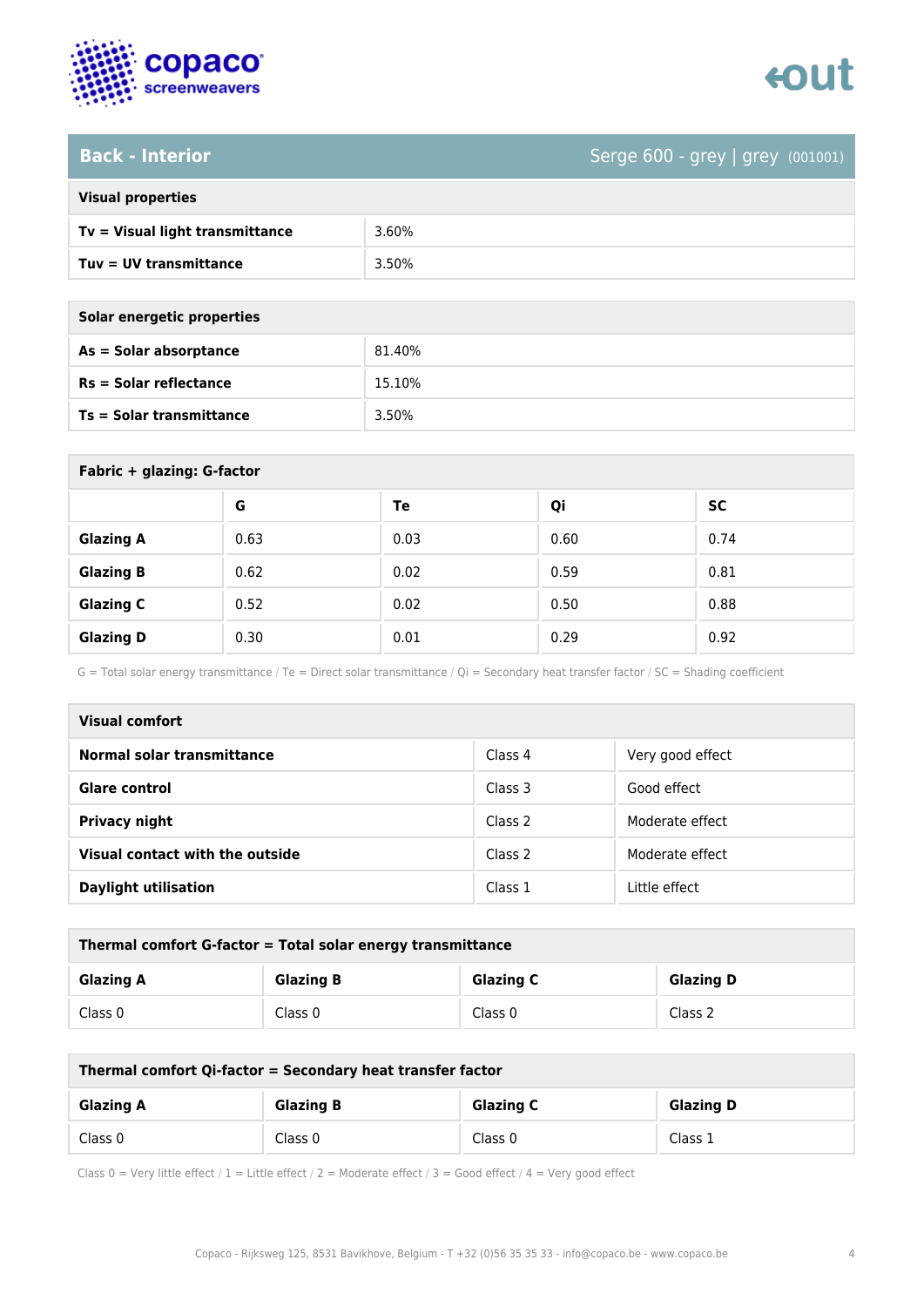## Back - Interior

Serge 600 - grey | grey (001001)

| Visual properties | |
|---|---|
| **Tv = Visual light transmittance** | 3.60% |
| **Tuv = UV transmittance** | 3.50% |

| Solar energetic properties | |
|---|---|
| **As = Solar absorptance** | 81.40% |
| **Rs = Solar reflectance** | 15.10% |
| **Ts = Solar transmittance** | 3.50% |

**Fabric + glazing: G-factor**

| | G | Te | Qi | SC |
|---|---|---|---|---|
| **Glazing A** | 0.63 | 0.03 | 0.60 | 0.74 |
| **Glazing B** | 0.62 | 0.02 | 0.59 | 0.81 |
| **Glazing C** | 0.52 | 0.02 | 0.50 | 0.88 |
| **Glazing D** | 0.30 | 0.01 | 0.29 | 0.92 |

G = Total solar energy transmittance / Te = Direct solar transmittance / Qi = Secondary heat transfer factor / SC = Shading coefficient

| Visual comfort | | |
|---|---|---|
| **Normal solar transmittance** | Class 4 | Very good effect |
| **Glare control** | Class 3 | Good effect |
| **Privacy night** | Class 2 | Moderate effect |
| **Visual contact with the outside** | Class 2 | Moderate effect |
| **Daylight utilisation** | Class 1 | Little effect |

**Thermal comfort G-factor = Total solar energy transmittance**

| Glazing A | Glazing B | Glazing C | Glazing D |
|---|---|---|---|
| Class 0 | Class 0 | Class 0 | Class 2 |

**Thermal comfort Qi-factor = Secondary heat transfer factor**

| Glazing A | Glazing B | Glazing C | Glazing D |
|---|---|---|---|
| Class 0 | Class 0 | Class 0 | Class 1 |

Class 0 = Very little effect / 1 = Little effect / 2 = Moderate effect / 3 = Good effect / 4 = Very good effect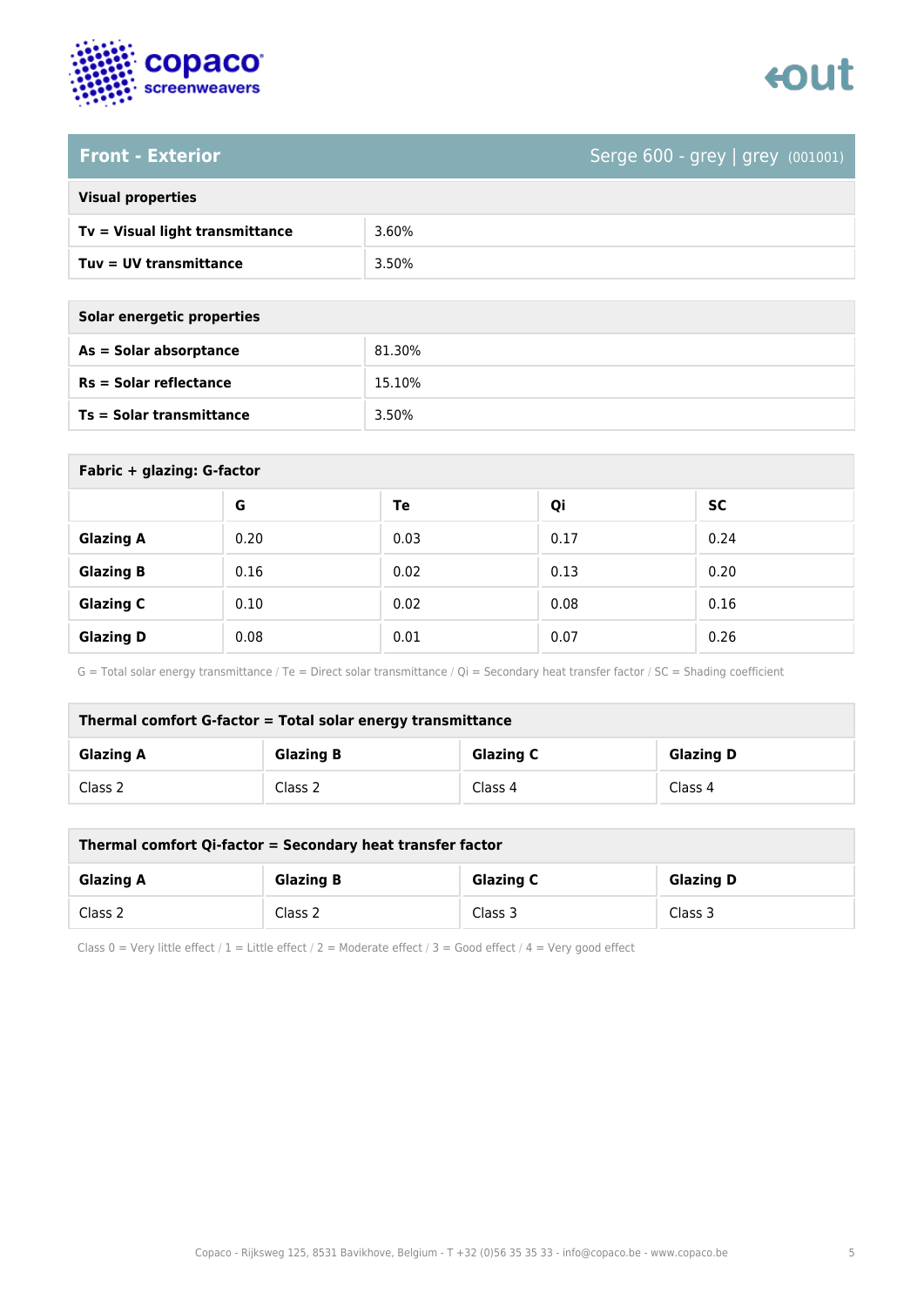## Front - Exterior

Serge 600 - grey | grey (001001)

| Visual properties | |
|---|---|
| **Tv = Visual light transmittance** | 3.60% |
| **Tuv = UV transmittance** | 3.50% |

| Solar energetic properties | |
|---|---|
| **As = Solar absorptance** | 81.30% |
| **Rs = Solar reflectance** | 15.10% |
| **Ts = Solar transmittance** | 3.50% |

**Fabric + glazing: G-factor**

| | G | Te | Qi | SC |
|---|---|---|---|---|
| **Glazing A** | 0.20 | 0.03 | 0.17 | 0.24 |
| **Glazing B** | 0.16 | 0.02 | 0.13 | 0.20 |
| **Glazing C** | 0.10 | 0.02 | 0.08 | 0.16 |
| **Glazing D** | 0.08 | 0.01 | 0.07 | 0.26 |

G = Total solar energy transmittance / Te = Direct solar transmittance / Qi = Secondary heat transfer factor / SC = Shading coefficient

**Thermal comfort G-factor = Total solar energy transmittance**

| Glazing A | Glazing B | Glazing C | Glazing D |
|---|---|---|---|
| Class 2 | Class 2 | Class 4 | Class 4 |

**Thermal comfort Qi-factor = Secondary heat transfer factor**

| Glazing A | Glazing B | Glazing C | Glazing D |
|---|---|---|---|
| Class 2 | Class 2 | Class 3 | Class 3 |

Class 0 = Very little effect / 1 = Little effect / 2 = Moderate effect / 3 = Good effect / 4 = Very good effect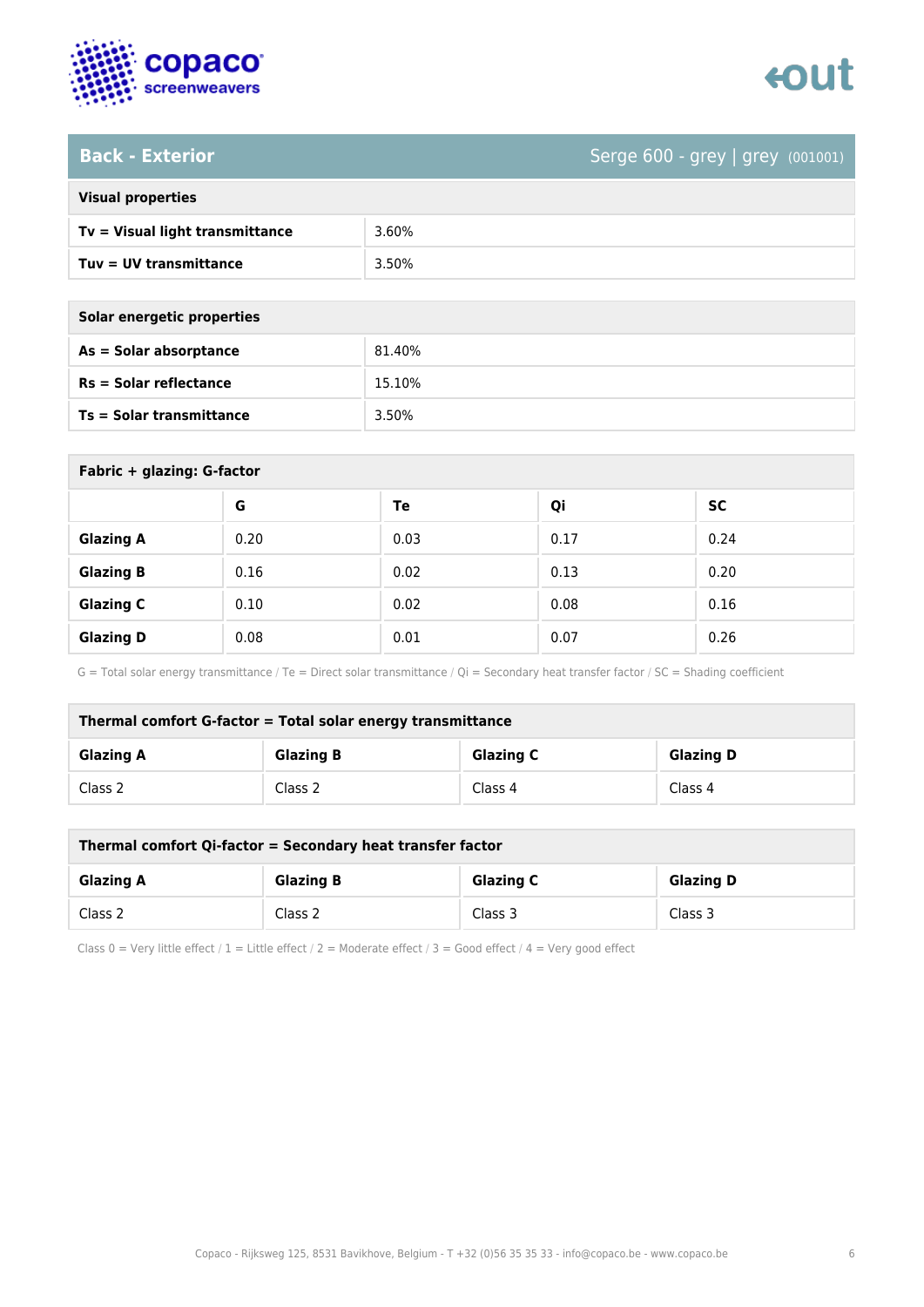## Back - Exterior

Serge 600 - grey | grey (001001)

| Visual properties | |
|---|---|
| **Tv = Visual light transmittance** | 3.60% |
| **Tuv = UV transmittance** | 3.50% |

| Solar energetic properties | |
|---|---|
| **As = Solar absorptance** | 81.40% |
| **Rs = Solar reflectance** | 15.10% |
| **Ts = Solar transmittance** | 3.50% |

**Fabric + glazing: G-factor**

| | G | Te | Qi | SC |
|---|---|---|---|---|
| **Glazing A** | 0.20 | 0.03 | 0.17 | 0.24 |
| **Glazing B** | 0.16 | 0.02 | 0.13 | 0.20 |
| **Glazing C** | 0.10 | 0.02 | 0.08 | 0.16 |
| **Glazing D** | 0.08 | 0.01 | 0.07 | 0.26 |

G = Total solar energy transmittance / Te = Direct solar transmittance / Qi = Secondary heat transfer factor / SC = Shading coefficient

**Thermal comfort G-factor = Total solar energy transmittance**

| Glazing A | Glazing B | Glazing C | Glazing D |
|---|---|---|---|
| Class 2 | Class 2 | Class 4 | Class 4 |

**Thermal comfort Qi-factor = Secondary heat transfer factor**

| Glazing A | Glazing B | Glazing C | Glazing D |
|---|---|---|---|
| Class 2 | Class 2 | Class 3 | Class 3 |

Class 0 = Very little effect / 1 = Little effect / 2 = Moderate effect / 3 = Good effect / 4 = Very good effect